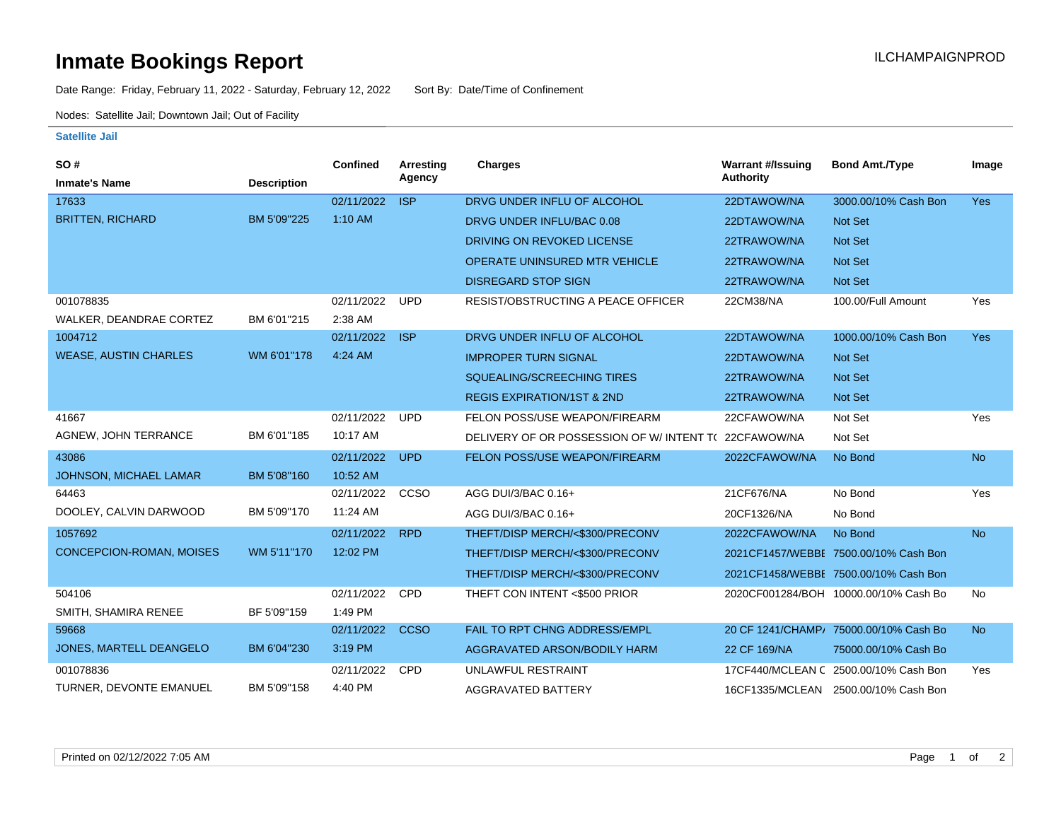# Inmate Bookings Report

ILCHAMPAIGNPROD

Date Range: Friday, February 11, 2022 - Saturday, February 12, 2022    Sort By: Date/Time of Confinement

Nodes: Satellite Jail; Downtown Jail; Out of Facility

### Satellite Jail

| SO # / Inmate's Name | Description | Confined | Arresting Agency | Charges | Warrant #/Issuing Authority | Bond Amt./Type | Image |
|---|---|---|---|---|---|---|---|
| 17633 | | 02/11/2022 | ISP | DRVG UNDER INFLU OF ALCOHOL | 22DTAWOW/NA | 3000.00/10% Cash Bon | Yes |
| BRITTEN, RICHARD | BM 5'09"225 | 1:10 AM | | DRVG UNDER INFLU/BAC 0.08 | 22DTAWOW/NA | Not Set | |
| | | | | DRIVING ON REVOKED LICENSE | 22TRAWOW/NA | Not Set | |
| | | | | OPERATE UNINSURED MTR VEHICLE | 22TRAWOW/NA | Not Set | |
| | | | | DISREGARD STOP SIGN | 22TRAWOW/NA | Not Set | |
| 001078835 | | 02/11/2022 | UPD | RESIST/OBSTRUCTING A PEACE OFFICER | 22CM38/NA | 100.00/Full Amount | Yes |
| WALKER, DEANDRAE CORTEZ | BM 6'01"215 | 2:38 AM | | | | | |
| 1004712 | | 02/11/2022 | ISP | DRVG UNDER INFLU OF ALCOHOL | 22DTAWOW/NA | 1000.00/10% Cash Bon | Yes |
| WEASE, AUSTIN CHARLES | WM 6'01"178 | 4:24 AM | | IMPROPER TURN SIGNAL | 22DTAWOW/NA | Not Set | |
| | | | | SQUEALING/SCREECHING TIRES | 22TRAWOW/NA | Not Set | |
| | | | | REGIS EXPIRATION/1ST & 2ND | 22TRAWOW/NA | Not Set | |
| 41667 | | 02/11/2022 | UPD | FELON POSS/USE WEAPON/FIREARM | 22CFAWOW/NA | Not Set | Yes |
| AGNEW, JOHN TERRANCE | BM 6'01"185 | 10:17 AM | | DELIVERY OF OR POSSESSION OF W/ INTENT T( | 22CFAWOW/NA | Not Set | |
| 43086 | | 02/11/2022 | UPD | FELON POSS/USE WEAPON/FIREARM | 2022CFAWOW/NA | No Bond | No |
| JOHNSON, MICHAEL LAMAR | BM 5'08"160 | 10:52 AM | | | | | |
| 64463 | | 02/11/2022 | CCSO | AGG DUI/3/BAC 0.16+ | 21CF676/NA | No Bond | Yes |
| DOOLEY, CALVIN DARWOOD | BM 5'09"170 | 11:24 AM | | AGG DUI/3/BAC 0.16+ | 20CF1326/NA | No Bond | |
| 1057692 | | 02/11/2022 | RPD | THEFT/DISP MERCH/<$300/PRECONV | 2022CFAWOW/NA | No Bond | No |
| CONCEPCION-ROMAN, MOISES | WM 5'11"170 | 12:02 PM | | THEFT/DISP MERCH/<$300/PRECONV | 2021CF1457/WEBBE | 7500.00/10% Cash Bon | |
| | | | | THEFT/DISP MERCH/<$300/PRECONV | 2021CF1458/WEBBE | 7500.00/10% Cash Bon | |
| 504106 | | 02/11/2022 | CPD | THEFT CON INTENT <$500 PRIOR | 2020CF001284/BOH | 10000.00/10% Cash Bo | No |
| SMITH, SHAMIRA RENEE | BF 5'09"159 | 1:49 PM | | | | | |
| 59668 | | 02/11/2022 | CCSO | FAIL TO RPT CHNG ADDRESS/EMPL | 20 CF 1241/CHAMP/ | 75000.00/10% Cash Bo | No |
| JONES, MARTELL DEANGELO | BM 6'04"230 | 3:19 PM | | AGGRAVATED ARSON/BODILY HARM | 22 CF 169/NA | 75000.00/10% Cash Bo | |
| 001078836 | | 02/11/2022 | CPD | UNLAWFUL RESTRAINT | 17CF440/MCLEAN C | 2500.00/10% Cash Bon | Yes |
| TURNER, DEVONTE EMANUEL | BM 5'09"158 | 4:40 PM | | AGGRAVATED BATTERY | 16CF1335/MCLEAN | 2500.00/10% Cash Bon | |

Printed on 02/12/2022 7:05 AM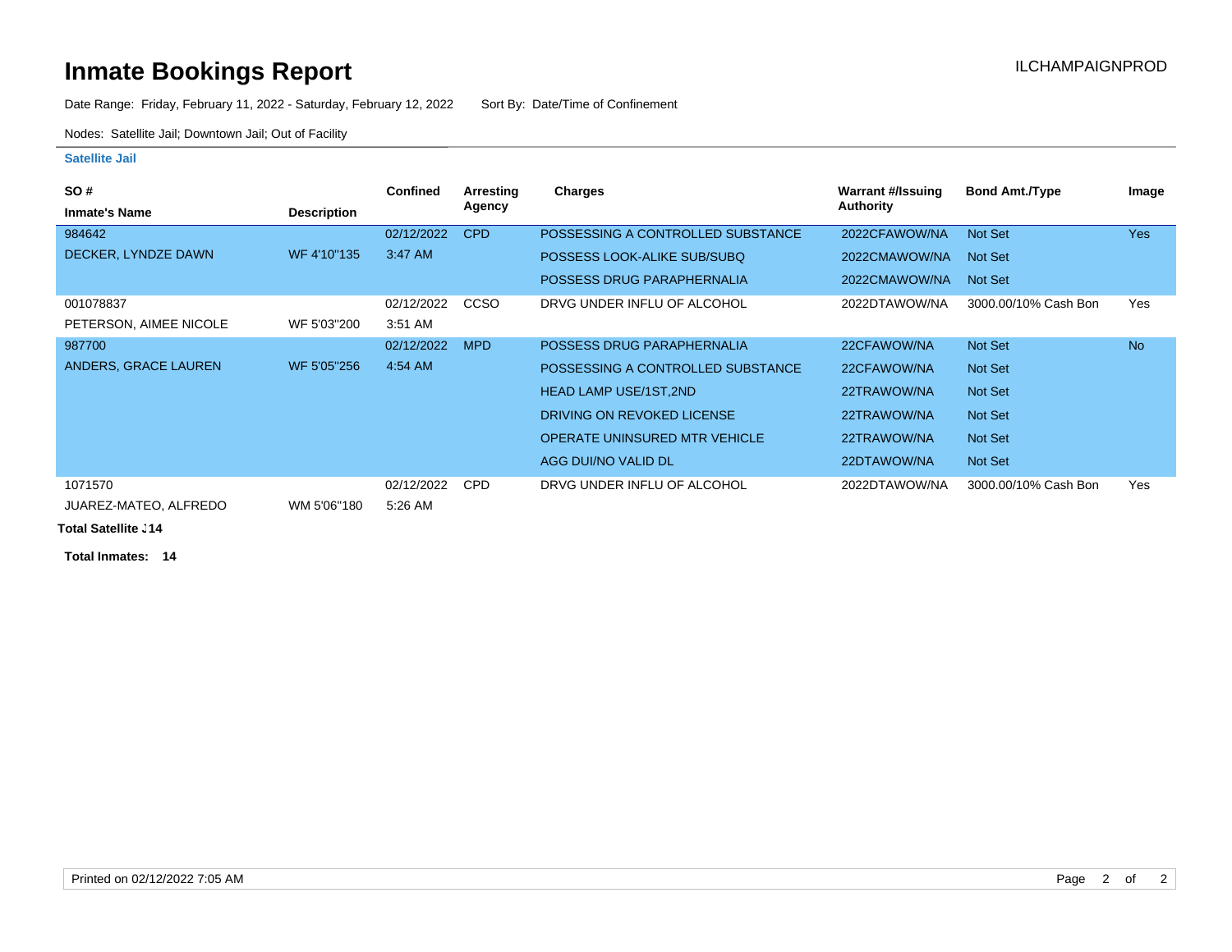# Inmate Bookings Report

ILCHAMPAIGNPROD

Date Range: Friday, February 11, 2022 - Saturday, February 12, 2022    Sort By: Date/Time of Confinement

Nodes: Satellite Jail; Downtown Jail; Out of Facility

**Satellite Jail**

| SO # / Inmate's Name | Description | Confined | Arresting Agency | Charges | Warrant #/Issuing Authority | Bond Amt./Type | Image |
|---|---|---|---|---|---|---|---|
| 984642 | | 02/12/2022 | CPD | POSSESSING A CONTROLLED SUBSTANCE | 2022CFAWOW/NA | Not Set | Yes |
| DECKER, LYNDZE DAWN | WF 4'10"135 | 3:47 AM | | POSSESS LOOK-ALIKE SUB/SUBQ | 2022CMAWOW/NA | Not Set | |
| | | | | POSSESS DRUG PARAPHERNALIA | 2022CMAWOW/NA | Not Set | |
| 001078837 | | 02/12/2022 | CCSO | DRVG UNDER INFLU OF ALCOHOL | 2022DTAWOW/NA | 3000.00/10% Cash Bon | Yes |
| PETERSON, AIMEE NICOLE | WF 5'03"200 | 3:51 AM | | | | | |
| 987700 | | 02/12/2022 | MPD | POSSESS DRUG PARAPHERNALIA | 22CFAWOW/NA | Not Set | No |
| ANDERS, GRACE LAUREN | WF 5'05"256 | 4:54 AM | | POSSESSING A CONTROLLED SUBSTANCE | 22CFAWOW/NA | Not Set | |
| | | | | HEAD LAMP USE/1ST,2ND | 22TRAWOW/NA | Not Set | |
| | | | | DRIVING ON REVOKED LICENSE | 22TRAWOW/NA | Not Set | |
| | | | | OPERATE UNINSURED MTR VEHICLE | 22TRAWOW/NA | Not Set | |
| | | | | AGG DUI/NO VALID DL | 22DTAWOW/NA | Not Set | |
| 1071570 | | 02/12/2022 | CPD | DRVG UNDER INFLU OF ALCOHOL | 2022DTAWOW/NA | 3000.00/10% Cash Bon | Yes |
| JUAREZ-MATEO, ALFREDO | WM 5'06"180 | 5:26 AM | | | | | |

**Total Satellite J 14**

**Total Inmates: 14**

Printed on 02/12/2022 7:05 AM